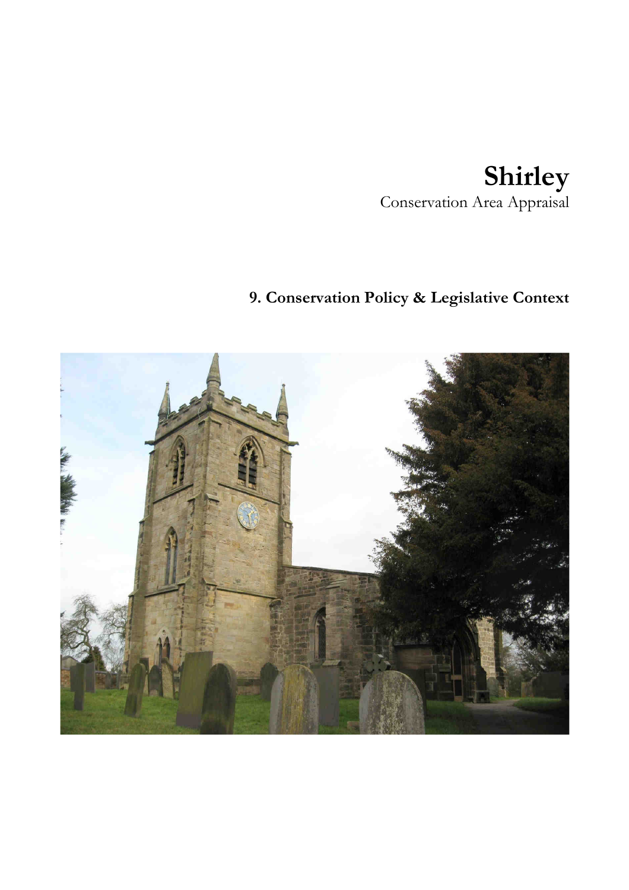# Shirley

Conservation Area Appraisal

## 9. Conservation Policy & Legislative Context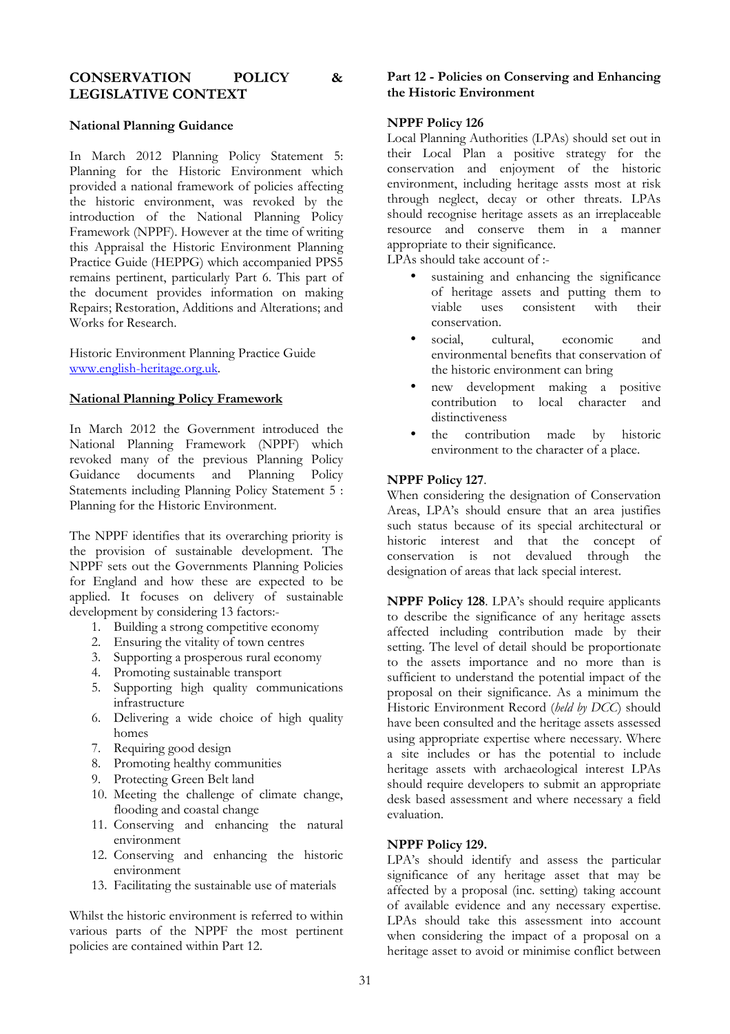## CONSERVATION POLICY & LEGISLATIVE CONTEXT

### National Planning Guidance

In March 2012 Planning Policy Statement 5: Planning for the Historic Environment which provided a national framework of policies affecting the historic environment, was revoked by the introduction of the National Planning Policy Framework (NPPF). However at the time of writing this Appraisal the Historic Environment Planning Practice Guide (HEPPG) which accompanied PPS5 remains pertinent, particularly Part 6. This part of the document provides information on making Repairs; Restoration, Additions and Alterations; and Works for Research.

Historic Environment Planning Practice Guide [www.english-heritage.org.uk](http://www.english-heritage.org.uk).

### National Planning Policy Framework

In March 2012 the Government introduced the National Planning Framework (NPPF) which revoked many of the previous Planning Policy Guidance documents and Planning Policy Statements including Planning Policy Statement 5 : Planning for the Historic Environment.

The NPPF identifies that its overarching priority is the provision of sustainable development. The NPPF sets out the Governments Planning Policies for England and how these are expected to be applied. It focuses on delivery of sustainable development by considering 13 factors:-

1. Building a strong competitive economy
2. Ensuring the vitality of town centres
3. Supporting a prosperous rural economy
4. Promoting sustainable transport
5. Supporting high quality communications infrastructure
6. Delivering a wide choice of high quality homes
7. Requiring good design
8. Promoting healthy communities
9. Protecting Green Belt land
10. Meeting the challenge of climate change, flooding and coastal change
11. Conserving and enhancing the natural environment
12. Conserving and enhancing the historic environment
13. Facilitating the sustainable use of materials

Whilst the historic environment is referred to within various parts of the NPPF the most pertinent policies are contained within Part 12.

### Part 12 - Policies on Conserving and Enhancing the Historic Environment

**NPPF Policy 126**

Local Planning Authorities (LPAs) should set out in their Local Plan a positive strategy for the conservation and enjoyment of the historic environment, including heritage assts most at risk through neglect, decay or other threats. LPAs should recognise heritage assets as an irreplaceable resource and conserve them in a manner appropriate to their significance.

LPAs should take account of :-

- sustaining and enhancing the significance of heritage assets and putting them to viable uses consistent with their conservation.
- social, cultural, economic and environmental benefits that conservation of the historic environment can bring
- new development making a positive contribution to local character and distinctiveness
- the contribution made by historic environment to the character of a place.

**NPPF Policy 127**.

When considering the designation of Conservation Areas, LPA's should ensure that an area justifies such status because of its special architectural or historic interest and that the concept of conservation is not devalued through the designation of areas that lack special interest.

**NPPF Policy 128**. LPA's should require applicants to describe the significance of any heritage assets affected including contribution made by their setting. The level of detail should be proportionate to the assets importance and no more than is sufficient to understand the potential impact of the proposal on their significance. As a minimum the Historic Environment Record (*held by DCC*) should have been consulted and the heritage assets assessed using appropriate expertise where necessary. Where a site includes or has the potential to include heritage assets with archaeological interest LPAs should require developers to submit an appropriate desk based assessment and where necessary a field evaluation.

**NPPF Policy 129.**

LPA's should identify and assess the particular significance of any heritage asset that may be affected by a proposal (inc. setting) taking account of available evidence and any necessary expertise. LPAs should take this assessment into account when considering the impact of a proposal on a heritage asset to avoid or minimise conflict between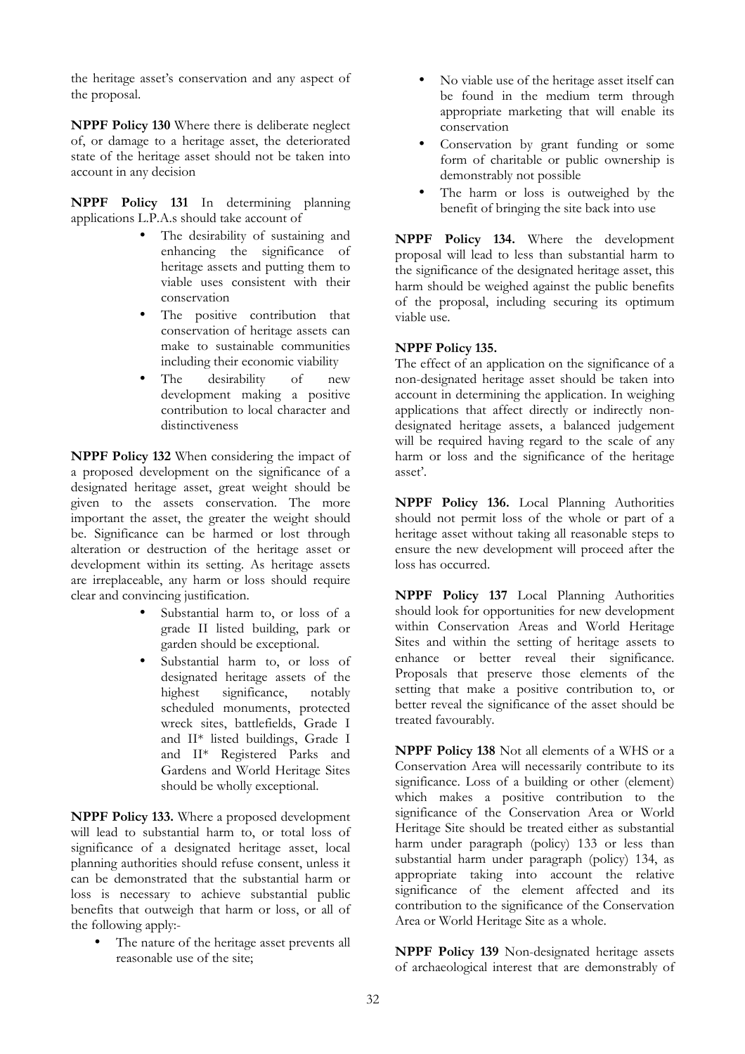the heritage asset's conservation and any aspect of the proposal.

**NPPF Policy 130** Where there is deliberate neglect of, or damage to a heritage asset, the deteriorated state of the heritage asset should not be taken into account in any decision

**NPPF Policy 131** In determining planning applications L.P.A.s should take account of

- The desirability of sustaining and enhancing the significance of heritage assets and putting them to viable uses consistent with their conservation
- The positive contribution that conservation of heritage assets can make to sustainable communities including their economic viability
- The desirability of new development making a positive contribution to local character and distinctiveness

**NPPF Policy 132** When considering the impact of a proposed development on the significance of a designated heritage asset, great weight should be given to the assets conservation. The more important the asset, the greater the weight should be. Significance can be harmed or lost through alteration or destruction of the heritage asset or development within its setting. As heritage assets are irreplaceable, any harm or loss should require clear and convincing justification.

- Substantial harm to, or loss of a grade II listed building, park or garden should be exceptional.
- Substantial harm to, or loss of designated heritage assets of the highest significance, notably scheduled monuments, protected wreck sites, battlefields, Grade I and II* listed buildings, Grade I and II* Registered Parks and Gardens and World Heritage Sites should be wholly exceptional.

**NPPF Policy 133.** Where a proposed development will lead to substantial harm to, or total loss of significance of a designated heritage asset, local planning authorities should refuse consent, unless it can be demonstrated that the substantial harm or loss is necessary to achieve substantial public benefits that outweigh that harm or loss, or all of the following apply:-

- The nature of the heritage asset prevents all reasonable use of the site;
- No viable use of the heritage asset itself can be found in the medium term through appropriate marketing that will enable its conservation
- Conservation by grant funding or some form of charitable or public ownership is demonstrably not possible
- The harm or loss is outweighed by the benefit of bringing the site back into use

**NPPF Policy 134.** Where the development proposal will lead to less than substantial harm to the significance of the designated heritage asset, this harm should be weighed against the public benefits of the proposal, including securing its optimum viable use.

**NPPF Policy 135.**

The effect of an application on the significance of a non-designated heritage asset should be taken into account in determining the application. In weighing applications that affect directly or indirectly non-designated heritage assets, a balanced judgement will be required having regard to the scale of any harm or loss and the significance of the heritage asset'.

**NPPF Policy 136.** Local Planning Authorities should not permit loss of the whole or part of a heritage asset without taking all reasonable steps to ensure the new development will proceed after the loss has occurred.

**NPPF Policy 137** Local Planning Authorities should look for opportunities for new development within Conservation Areas and World Heritage Sites and within the setting of heritage assets to enhance or better reveal their significance. Proposals that preserve those elements of the setting that make a positive contribution to, or better reveal the significance of the asset should be treated favourably.

**NPPF Policy 138** Not all elements of a WHS or a Conservation Area will necessarily contribute to its significance. Loss of a building or other (element) which makes a positive contribution to the significance of the Conservation Area or World Heritage Site should be treated either as substantial harm under paragraph (policy) 133 or less than substantial harm under paragraph (policy) 134, as appropriate taking into account the relative significance of the element affected and its contribution to the significance of the Conservation Area or World Heritage Site as a whole.

**NPPF Policy 139** Non-designated heritage assets of archaeological interest that are demonstrably of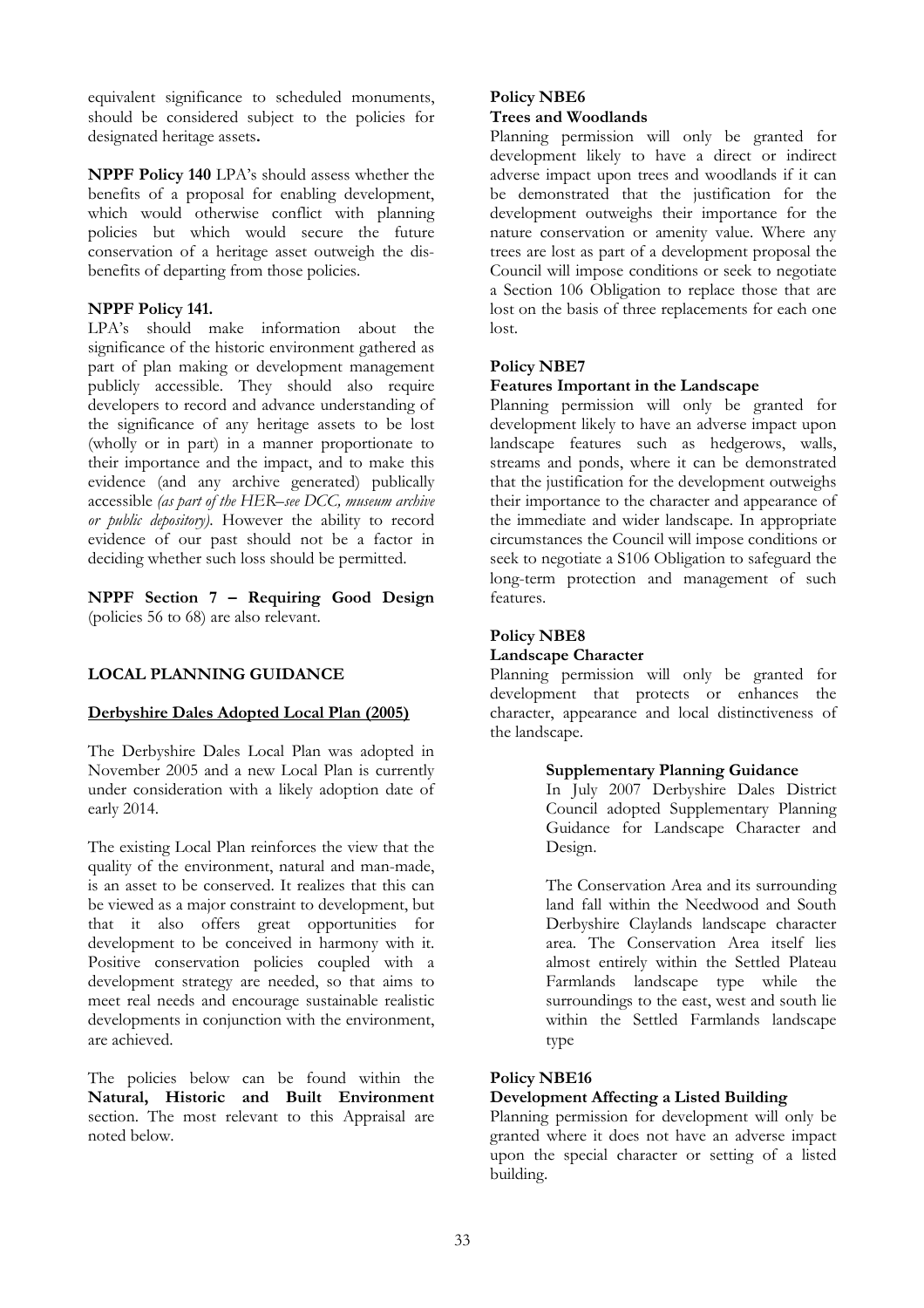equivalent significance to scheduled monuments, should be considered subject to the policies for designated heritage assets**.**

**NPPF Policy 140** LPA's should assess whether the benefits of a proposal for enabling development, which would otherwise conflict with planning policies but which would secure the future conservation of a heritage asset outweigh the dis-benefits of departing from those policies.

**NPPF Policy 141.**

LPA's should make information about the significance of the historic environment gathered as part of plan making or development management publicly accessible. They should also require developers to record and advance understanding of the significance of any heritage assets to be lost (wholly or in part) in a manner proportionate to their importance and the impact, and to make this evidence (and any archive generated) publically accessible *(as part of the HER–see DCC, museum archive or public depository).* However the ability to record evidence of our past should not be a factor in deciding whether such loss should be permitted.

**NPPF Section 7 – Requiring Good Design** (policies 56 to 68) are also relevant.

## LOCAL PLANNING GUIDANCE

### Derbyshire Dales Adopted Local Plan (2005)

The Derbyshire Dales Local Plan was adopted in November 2005 and a new Local Plan is currently under consideration with a likely adoption date of early 2014.

The existing Local Plan reinforces the view that the quality of the environment, natural and man-made, is an asset to be conserved. It realizes that this can be viewed as a major constraint to development, but that it also offers great opportunities for development to be conceived in harmony with it. Positive conservation policies coupled with a development strategy are needed, so that aims to meet real needs and encourage sustainable realistic developments in conjunction with the environment, are achieved.

The policies below can be found within the **Natural, Historic and Built Environment** section. The most relevant to this Appraisal are noted below.

**Policy NBE6**
**Trees and Woodlands**

Planning permission will only be granted for development likely to have a direct or indirect adverse impact upon trees and woodlands if it can be demonstrated that the justification for the development outweighs their importance for the nature conservation or amenity value. Where any trees are lost as part of a development proposal the Council will impose conditions or seek to negotiate a Section 106 Obligation to replace those that are lost on the basis of three replacements for each one lost.

**Policy NBE7**
**Features Important in the Landscape**

Planning permission will only be granted for development likely to have an adverse impact upon landscape features such as hedgerows, walls, streams and ponds, where it can be demonstrated that the justification for the development outweighs their importance to the character and appearance of the immediate and wider landscape. In appropriate circumstances the Council will impose conditions or seek to negotiate a S106 Obligation to safeguard the long-term protection and management of such features.

**Policy NBE8**
**Landscape Character**

Planning permission will only be granted for development that protects or enhances the character, appearance and local distinctiveness of the landscape.

> **Supplementary Planning Guidance**
>
> In July 2007 Derbyshire Dales District Council adopted Supplementary Planning Guidance for Landscape Character and Design.
>
> The Conservation Area and its surrounding land fall within the Needwood and South Derbyshire Claylands landscape character area. The Conservation Area itself lies almost entirely within the Settled Plateau Farmlands landscape type while the surroundings to the east, west and south lie within the Settled Farmlands landscape type

**Policy NBE16**
**Development Affecting a Listed Building**

Planning permission for development will only be granted where it does not have an adverse impact upon the special character or setting of a listed building.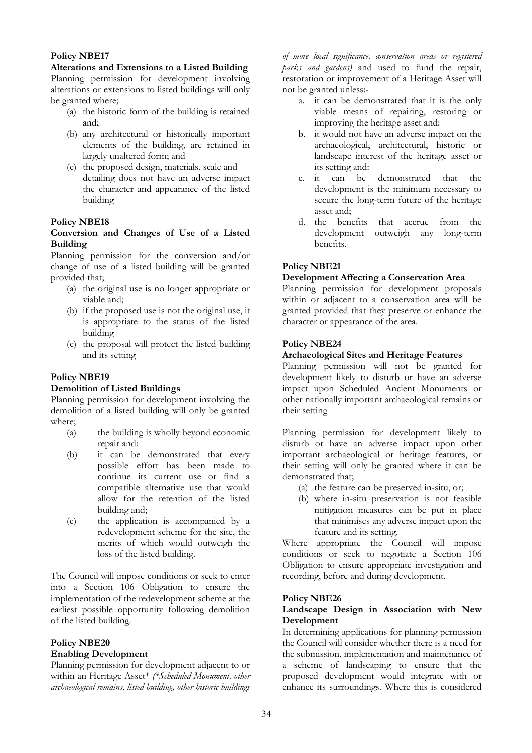### Policy NBE17

**Alterations and Extensions to a Listed Building**

Planning permission for development involving alterations or extensions to listed buildings will only be granted where;

(a) the historic form of the building is retained and;
(b) any architectural or historically important elements of the building, are retained in largely unaltered form; and
(c) the proposed design, materials, scale and detailing does not have an adverse impact the character and appearance of the listed building

### Policy NBE18

**Conversion and Changes of Use of a Listed Building**

Planning permission for the conversion and/or change of use of a listed building will be granted provided that;

(a) the original use is no longer appropriate or viable and;
(b) if the proposed use is not the original use, it is appropriate to the status of the listed building
(c) the proposal will protect the listed building and its setting

### Policy NBE19

**Demolition of Listed Buildings**

Planning permission for development involving the demolition of a listed building will only be granted where;

(a) the building is wholly beyond economic repair and:
(b) it can be demonstrated that every possible effort has been made to continue its current use or find a compatible alternative use that would allow for the retention of the listed building and;
(c) the application is accompanied by a redevelopment scheme for the site, the merits of which would outweigh the loss of the listed building.

The Council will impose conditions or seek to enter into a Section 106 Obligation to ensure the implementation of the redevelopment scheme at the earliest possible opportunity following demolition of the listed building.

### Policy NBE20

**Enabling Development**

Planning permission for development adjacent to or within an Heritage Asset* *(*Scheduled Monument, other archaeological remains, listed building, other historic buildings of more local significance, conservation areas or registered parks and gardens)* and used to fund the repair, restoration or improvement of a Heritage Asset will not be granted unless:-

a. it can be demonstrated that it is the only viable means of repairing, restoring or improving the heritage asset and:
b. it would not have an adverse impact on the archaeological, architectural, historic or landscape interest of the heritage asset or its setting and:
c. it can be demonstrated that the development is the minimum necessary to secure the long-term future of the heritage asset and;
d. the benefits that accrue from the development outweigh any long-term benefits.

### Policy NBE21

**Development Affecting a Conservation Area**

Planning permission for development proposals within or adjacent to a conservation area will be granted provided that they preserve or enhance the character or appearance of the area.

### Policy NBE24

**Archaeological Sites and Heritage Features**

Planning permission will not be granted for development likely to disturb or have an adverse impact upon Scheduled Ancient Monuments or other nationally important archaeological remains or their setting

Planning permission for development likely to disturb or have an adverse impact upon other important archaeological or heritage features, or their setting will only be granted where it can be demonstrated that;

(a) the feature can be preserved in-situ, or;
(b) where in-situ preservation is not feasible mitigation measures can be put in place that minimises any adverse impact upon the feature and its setting.

Where appropriate the Council will impose conditions or seek to negotiate a Section 106 Obligation to ensure appropriate investigation and recording, before and during development.

### Policy NBE26

**Landscape Design in Association with New Development**

In determining applications for planning permission the Council will consider whether there is a need for the submission, implementation and maintenance of a scheme of landscaping to ensure that the proposed development would integrate with or enhance its surroundings. Where this is considered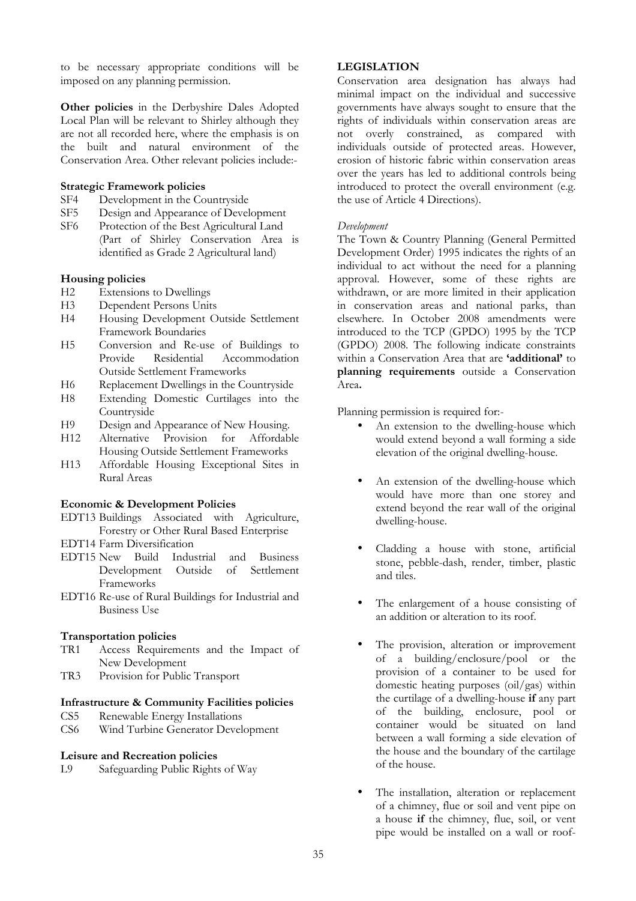to be necessary appropriate conditions will be imposed on any planning permission.

**Other policies** in the Derbyshire Dales Adopted Local Plan will be relevant to Shirley although they are not all recorded here, where the emphasis is on the built and natural environment of the Conservation Area. Other relevant policies include:-

**Strategic Framework policies**

- SF4 Development in the Countryside
- SF5 Design and Appearance of Development
- SF6 Protection of the Best Agricultural Land (Part of Shirley Conservation Area is identified as Grade 2 Agricultural land)

**Housing policies**

- H2 Extensions to Dwellings
- H3 Dependent Persons Units
- H4 Housing Development Outside Settlement Framework Boundaries
- H5 Conversion and Re-use of Buildings to Provide Residential Accommodation Outside Settlement Frameworks
- H6 Replacement Dwellings in the Countryside
- H8 Extending Domestic Curtilages into the Countryside
- H9 Design and Appearance of New Housing.
- H12 Alternative Provision for Affordable Housing Outside Settlement Frameworks
- H13 Affordable Housing Exceptional Sites in Rural Areas

**Economic & Development Policies**

- EDT13 Buildings Associated with Agriculture, Forestry or Other Rural Based Enterprise
- EDT14 Farm Diversification
- EDT15 New Build Industrial and Business Development Outside of Settlement Frameworks
- EDT16 Re-use of Rural Buildings for Industrial and Business Use

**Transportation policies**

- TR1 Access Requirements and the Impact of New Development
- TR3 Provision for Public Transport

**Infrastructure & Community Facilities policies**

- CS5 Renewable Energy Installations
- CS6 Wind Turbine Generator Development

**Leisure and Recreation policies**

- L9 Safeguarding Public Rights of Way

**LEGISLATION**

Conservation area designation has always had minimal impact on the individual and successive governments have always sought to ensure that the rights of individuals within conservation areas are not overly constrained, as compared with individuals outside of protected areas. However, erosion of historic fabric within conservation areas over the years has led to additional controls being introduced to protect the overall environment (e.g. the use of Article 4 Directions).

*Development*

The Town & Country Planning (General Permitted Development Order) 1995 indicates the rights of an individual to act without the need for a planning approval. However, some of these rights are withdrawn, or are more limited in their application in conservation areas and national parks, than elsewhere. In October 2008 amendments were introduced to the TCP (GPDO) 1995 by the TCP (GPDO) 2008. The following indicate constraints within a Conservation Area that are **'additional'** to **planning requirements** outside a Conservation Area**.**

Planning permission is required for:-

- An extension to the dwelling-house which would extend beyond a wall forming a side elevation of the original dwelling-house.
- An extension of the dwelling-house which would have more than one storey and extend beyond the rear wall of the original dwelling-house.
- Cladding a house with stone, artificial stone, pebble-dash, render, timber, plastic and tiles.
- The enlargement of a house consisting of an addition or alteration to its roof.
- The provision, alteration or improvement of a building/enclosure/pool or the provision of a container to be used for domestic heating purposes (oil/gas) within the curtilage of a dwelling-house **if** any part of the building, enclosure, pool or container would be situated on land between a wall forming a side elevation of the house and the boundary of the cartilage of the house.
- The installation, alteration or replacement of a chimney, flue or soil and vent pipe on a house **if** the chimney, flue, soil, or vent pipe would be installed on a wall or roof-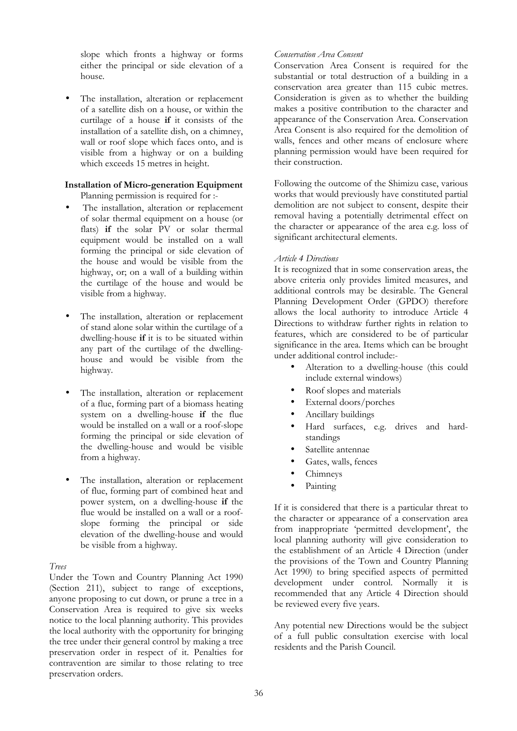slope which fronts a highway or forms either the principal or side elevation of a house.

- The installation, alteration or replacement of a satellite dish on a house, or within the curtilage of a house **if** it consists of the installation of a satellite dish, on a chimney, wall or roof slope which faces onto, and is visible from a highway or on a building which exceeds 15 metres in height.

**Installation of Micro-generation Equipment**
Planning permission is required for :-

- The installation, alteration or replacement of solar thermal equipment on a house (or flats) **if** the solar PV or solar thermal equipment would be installed on a wall forming the principal or side elevation of the house and would be visible from the highway, or; on a wall of a building within the curtilage of the house and would be visible from a highway.

- The installation, alteration or replacement of stand alone solar within the curtilage of a dwelling-house **if** it is to be situated within any part of the curtilage of the dwelling-house and would be visible from the highway.

- The installation, alteration or replacement of a flue, forming part of a biomass heating system on a dwelling-house **if** the flue would be installed on a wall or a roof-slope forming the principal or side elevation of the dwelling-house and would be visible from a highway.

- The installation, alteration or replacement of flue, forming part of combined heat and power system, on a dwelling-house **if** the flue would be installed on a wall or a roof-slope forming the principal or side elevation of the dwelling-house and would be visible from a highway.

*Trees*

Under the Town and Country Planning Act 1990 (Section 211), subject to range of exceptions, anyone proposing to cut down, or prune a tree in a Conservation Area is required to give six weeks notice to the local planning authority. This provides the local authority with the opportunity for bringing the tree under their general control by making a tree preservation order in respect of it. Penalties for contravention are similar to those relating to tree preservation orders.

*Conservation Area Consent*

Conservation Area Consent is required for the substantial or total destruction of a building in a conservation area greater than 115 cubic metres. Consideration is given as to whether the building makes a positive contribution to the character and appearance of the Conservation Area. Conservation Area Consent is also required for the demolition of walls, fences and other means of enclosure where planning permission would have been required for their construction.

Following the outcome of the Shimizu case, various works that would previously have constituted partial demolition are not subject to consent, despite their removal having a potentially detrimental effect on the character or appearance of the area e.g. loss of significant architectural elements.

*Article 4 Directions*

It is recognized that in some conservation areas, the above criteria only provides limited measures, and additional controls may be desirable. The General Planning Development Order (GPDO) therefore allows the local authority to introduce Article 4 Directions to withdraw further rights in relation to features, which are considered to be of particular significance in the area. Items which can be brought under additional control include:-

- Alteration to a dwelling-house (this could include external windows)
- Roof slopes and materials
- External doors/porches
- Ancillary buildings
- Hard surfaces, e.g. drives and hard-standings
- Satellite antennae
- Gates, walls, fences
- Chimneys
- Painting

If it is considered that there is a particular threat to the character or appearance of a conservation area from inappropriate 'permitted development', the local planning authority will give consideration to the establishment of an Article 4 Direction (under the provisions of the Town and Country Planning Act 1990) to bring specified aspects of permitted development under control. Normally it is recommended that any Article 4 Direction should be reviewed every five years.

Any potential new Directions would be the subject of a full public consultation exercise with local residents and the Parish Council.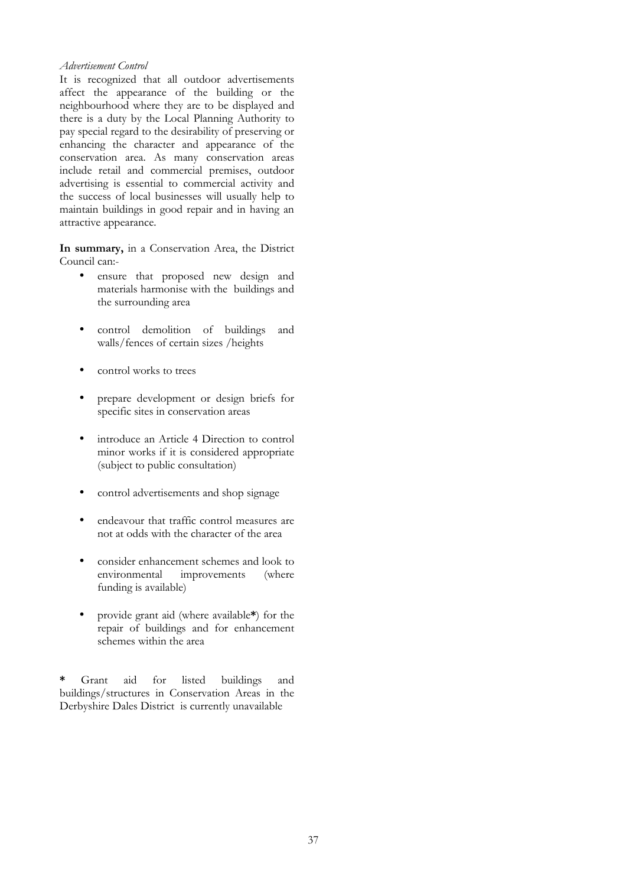*Advertisement Control*

It is recognized that all outdoor advertisements affect the appearance of the building or the neighbourhood where they are to be displayed and there is a duty by the Local Planning Authority to pay special regard to the desirability of preserving or enhancing the character and appearance of the conservation area. As many conservation areas include retail and commercial premises, outdoor advertising is essential to commercial activity and the success of local businesses will usually help to maintain buildings in good repair and in having an attractive appearance.

**In summary,** in a Conservation Area, the District Council can:-

- ensure that proposed new design and materials harmonise with the buildings and the surrounding area
- control demolition of buildings and walls/fences of certain sizes /heights
- control works to trees
- prepare development or design briefs for specific sites in conservation areas
- introduce an Article 4 Direction to control minor works if it is considered appropriate (subject to public consultation)
- control advertisements and shop signage
- endeavour that traffic control measures are not at odds with the character of the area
- consider enhancement schemes and look to environmental improvements (where funding is available)
- provide grant aid (where available**\***) for the repair of buildings and for enhancement schemes within the area

**\*** Grant aid for listed buildings and buildings/structures in Conservation Areas in the Derbyshire Dales District is currently unavailable